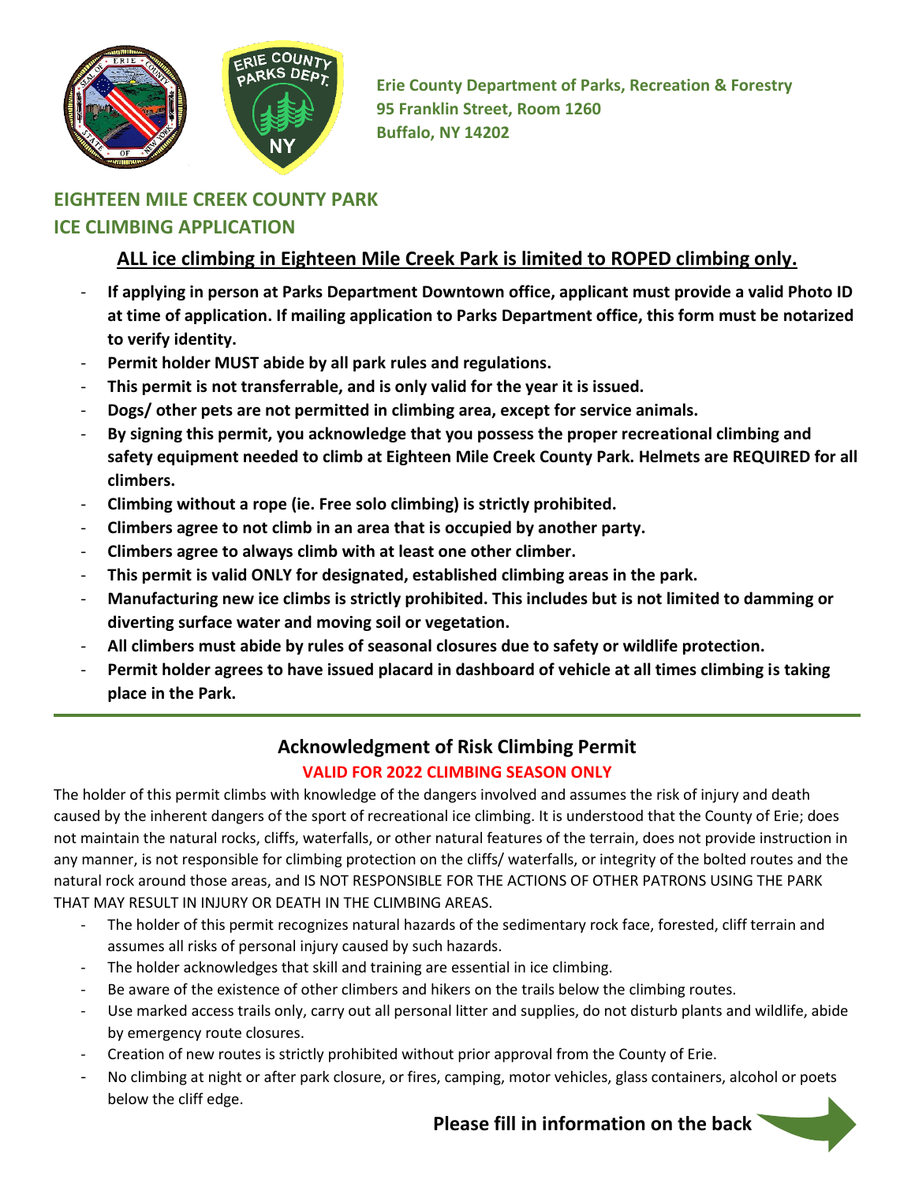Erie County Department of Parks, Recreation & Forestry
95 Franklin Street, Room 1260
Buffalo, NY 14202

## EIGHTEEN MILE CREEK COUNTY PARK
## ICE CLIMBING APPLICATION

**ALL ice climbing in Eighteen Mile Creek Park is limited to ROPED climbing only.**

- **If applying in person at Parks Department Downtown office, applicant must provide a valid Photo ID at time of application. If mailing application to Parks Department office, this form must be notarized to verify identity.**
- **Permit holder MUST abide by all park rules and regulations.**
- **This permit is not transferrable, and is only valid for the year it is issued.**
- **Dogs/ other pets are not permitted in climbing area, except for service animals.**
- **By signing this permit, you acknowledge that you possess the proper recreational climbing and safety equipment needed to climb at Eighteen Mile Creek County Park. Helmets are REQUIRED for all climbers.**
- **Climbing without a rope (ie. Free solo climbing) is strictly prohibited.**
- **Climbers agree to not climb in an area that is occupied by another party.**
- **Climbers agree to always climb with at least one other climber.**
- **This permit is valid ONLY for designated, established climbing areas in the park.**
- **Manufacturing new ice climbs is strictly prohibited. This includes but is not limited to damming or diverting surface water and moving soil or vegetation.**
- **All climbers must abide by rules of seasonal closures due to safety or wildlife protection.**
- **Permit holder agrees to have issued placard in dashboard of vehicle at all times climbing is taking place in the Park.**

---

## Acknowledgment of Risk Climbing Permit

**VALID FOR 2022 CLIMBING SEASON ONLY**

The holder of this permit climbs with knowledge of the dangers involved and assumes the risk of injury and death caused by the inherent dangers of the sport of recreational ice climbing. It is understood that the County of Erie; does not maintain the natural rocks, cliffs, waterfalls, or other natural features of the terrain, does not provide instruction in any manner, is not responsible for climbing protection on the cliffs/ waterfalls, or integrity of the bolted routes and the natural rock around those areas, and IS NOT RESPONSIBLE FOR THE ACTIONS OF OTHER PATRONS USING THE PARK THAT MAY RESULT IN INJURY OR DEATH IN THE CLIMBING AREAS.

- The holder of this permit recognizes natural hazards of the sedimentary rock face, forested, cliff terrain and assumes all risks of personal injury caused by such hazards.
- The holder acknowledges that skill and training are essential in ice climbing.
- Be aware of the existence of other climbers and hikers on the trails below the climbing routes.
- Use marked access trails only, carry out all personal litter and supplies, do not disturb plants and wildlife, abide by emergency route closures.
- Creation of new routes is strictly prohibited without prior approval from the County of Erie.
- No climbing at night or after park closure, or fires, camping, motor vehicles, glass containers, alcohol or poets below the cliff edge.

**Please fill in information on the back**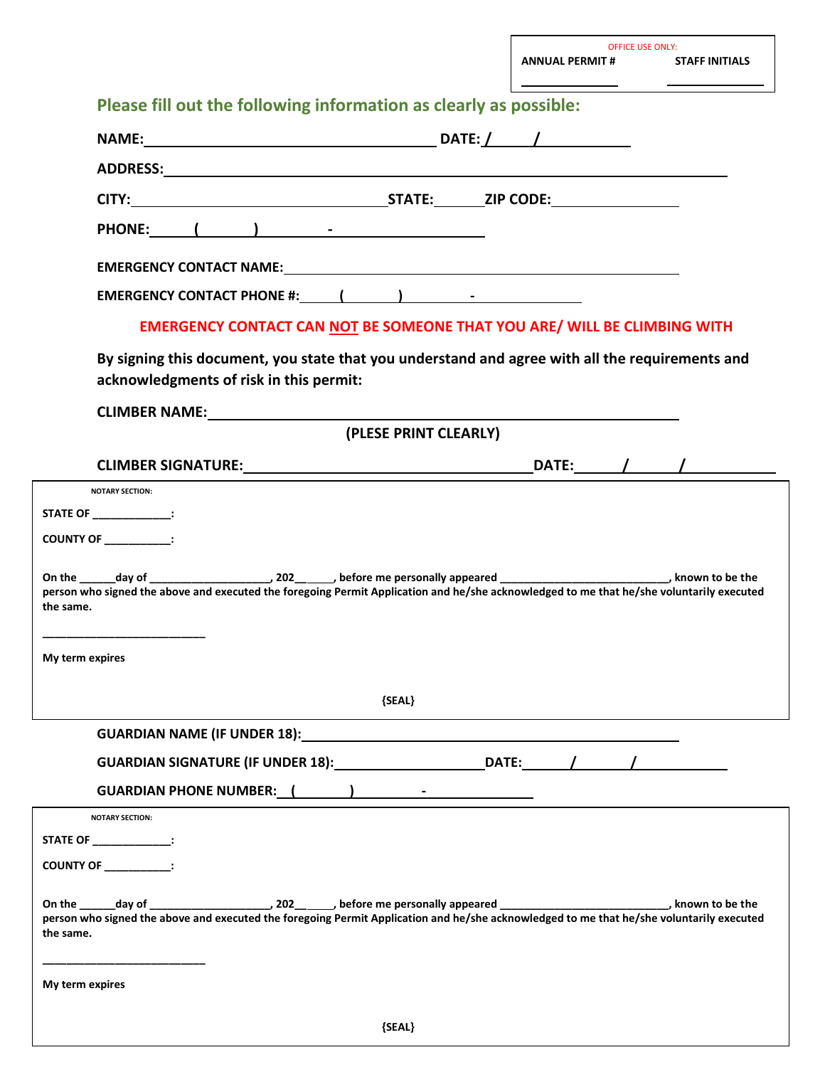OFFICE USE ONLY:

**ANNUAL PERMIT #** ____________ **STAFF INITIALS** ____________

## Please fill out the following information as clearly as possible:

**NAME:**______________________________ **DATE:** ___/___/________

**ADDRESS:**____________________________________________________________

**CITY:**__________________________ **STATE:**______ **ZIP CODE:**______________

**PHONE:** (______) ________-____________

**EMERGENCY CONTACT NAME:**____________________________________________

**EMERGENCY CONTACT PHONE #:** (______) ________-____________

**EMERGENCY CONTACT CAN NOT BE SOMEONE THAT YOU ARE/ WILL BE CLIMBING WITH**

**By signing this document, you state that you understand and agree with all the requirements and acknowledgments of risk in this permit:**

**CLIMBER NAME:**________________________________________________

**(PLESE PRINT CLEARLY)**

**CLIMBER SIGNATURE:**______________________________ **DATE:** ______/______/__________

NOTARY SECTION:

**STATE OF \_\_\_\_\_\_\_\_\_\_\_\_\_:**

**COUNTY OF \_\_\_\_\_\_\_\_\_\_\_:**

**On the \_\_\_\_\_\_day of \_\_\_\_\_\_\_\_\_\_\_\_\_\_\_\_\_\_\_\_, 202\_\_\_\_\_\_, before me personally appeared \_\_\_\_\_\_\_\_\_\_\_\_\_\_\_\_\_\_\_\_\_\_\_\_\_\_\_\_, known to be the person who signed the above and executed the foregoing Permit Application and he/she acknowledged to me that he/she voluntarily executed the same.**

\_\_\_\_\_\_\_\_\_\_\_\_\_\_\_\_\_\_\_\_\_\_\_\_\_\_

**My term expires**

**{SEAL}**

**GUARDIAN NAME (IF UNDER 18):**____________________________________________

**GUARDIAN SIGNATURE (IF UNDER 18):**__________________ **DATE:** ______/______/__________

**GUARDIAN PHONE NUMBER:** (______) ________-____________

NOTARY SECTION:

**STATE OF \_\_\_\_\_\_\_\_\_\_\_\_\_:**

**COUNTY OF \_\_\_\_\_\_\_\_\_\_\_:**

**On the \_\_\_\_\_\_day of \_\_\_\_\_\_\_\_\_\_\_\_\_\_\_\_\_\_\_\_, 202\_\_\_\_\_\_, before me personally appeared \_\_\_\_\_\_\_\_\_\_\_\_\_\_\_\_\_\_\_\_\_\_\_\_\_\_\_\_, known to be the person who signed the above and executed the foregoing Permit Application and he/she acknowledged to me that he/she voluntarily executed the same.**

\_\_\_\_\_\_\_\_\_\_\_\_\_\_\_\_\_\_\_\_\_\_\_\_\_\_

**My term expires**

**{SEAL}**